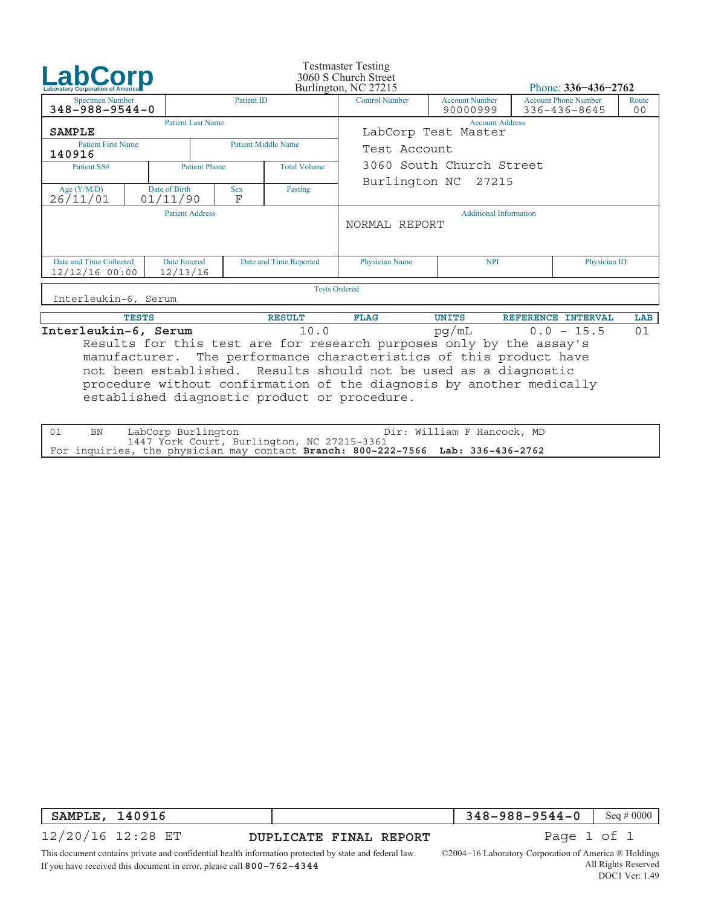# LabCorp

Laboratory Corporation of America

Testmaster Testing
3060 S Church Street
Burlington, NC 27215

Phone: **336-436-2762**

| Specimen Number | Patient ID | Control Number | Account Number | Account Phone Number | Route |
|---|---|---|---|---|---|
| **348-988-9544-0** | | | 90000999 | 336-436-8645 | 00 |

| Patient Last Name | |
|---|---|
| **SAMPLE** | |
| Patient First Name | Patient Middle Name |
| **140916** | |

| Patient SS# | Patient Phone | Total Volume |
|---|---|---|
| | | |

| Age (Y/M/D) | Date of Birth | Sex | Fasting |
|---|---|---|---|
| 26/11/01 | 01/11/90 | F | |

**Account Address**

LabCorp Test Master
Test Account
3060 South Church Street
Burlington NC 27215

**Patient Address**

**Additional Information**

NORMAL REPORT

| Date and Time Collected | Date Entered | Date and Time Reported | Physician Name | NPI | Physician ID |
|---|---|---|---|---|---|
| 12/12/16 00:00 | 12/13/16 | | | | |

**Tests Ordered**

Interleukin-6, Serum

| TESTS | RESULT | FLAG | UNITS | REFERENCE INTERVAL | LAB |
|---|---|---|---|---|---|
| **Interleukin-6, Serum** | 10.0 | | pg/mL | 0.0 - 15.5 | 01 |

Results for this test are for research purposes only by the assay's manufacturer. The performance characteristics of this product have not been established. Results should not be used as a diagnostic procedure without confirmation of the diagnosis by another medically established diagnostic product or procedure.

| | | | |
|---|---|---|---|
| 01 | BN | LabCorp Burlington<br>1447 York Court, Burlington, NC 27215-3361 | Dir: William F Hancock, MD |

For inquiries, the physician may contact **Branch: 800-222-7566 Lab: 336-436-2762**

| | | | |
|---|---|---|---|
| **SAMPLE, 140916** | | **348-988-9544-0** | Seq # 0000 |

12/20/16 12:28 ET **DUPLICATE FINAL REPORT**

This document contains private and confidential health information protected by state and federal law.
If you have received this document in error, please call **800-762-4344**

©2004-16 Laboratory Corporation of America ® Holdings
All Rights Reserved
DOC1 Ver: 1.49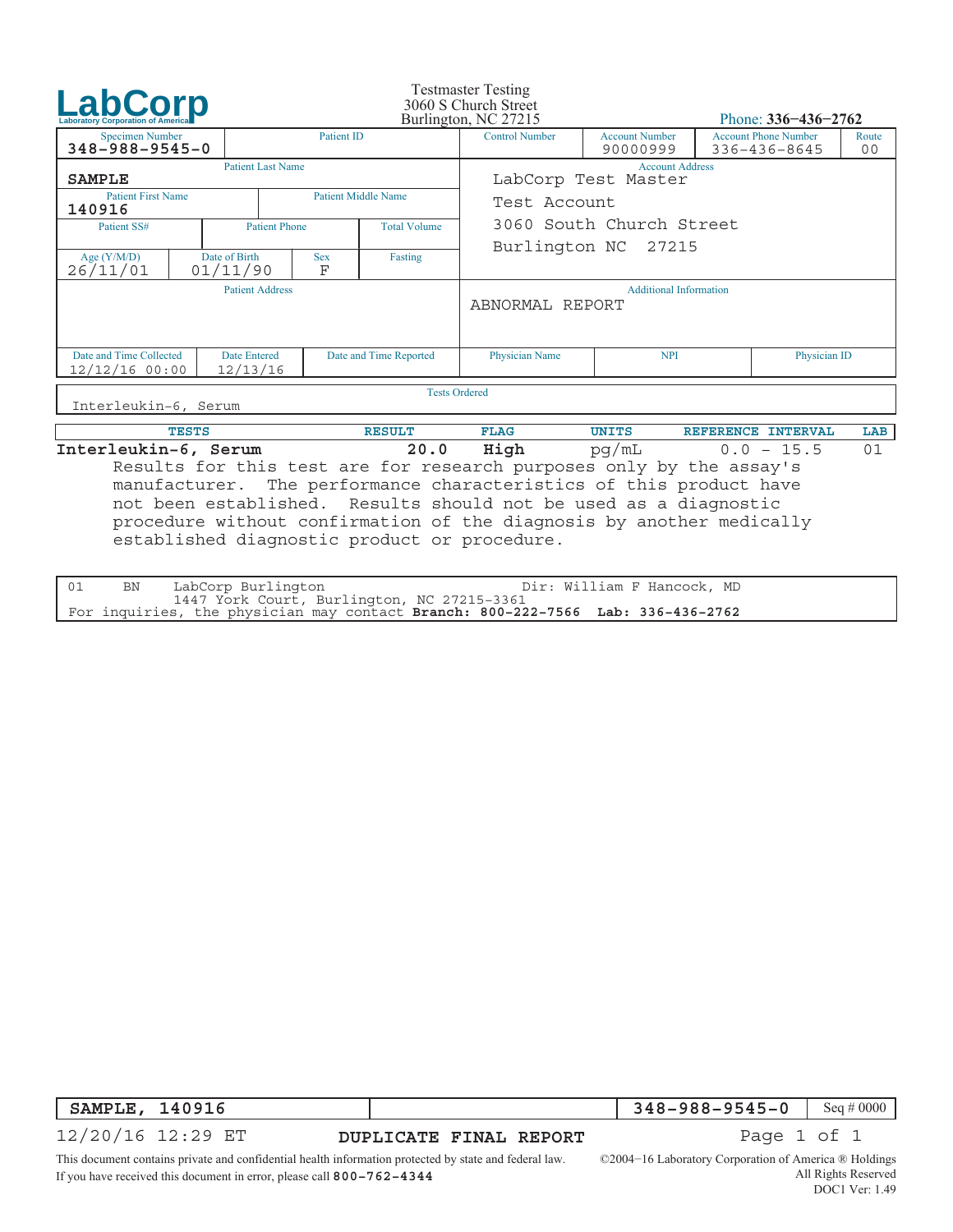# LabCorp
Laboratory Corporation of America

Testmaster Testing
3060 S Church Street
Burlington, NC 27215

Phone: **336-436-2762**

| Specimen Number | Patient ID | Control Number | Account Number | Account Phone Number | Route |
|---|---|---|---|---|---|
| 348-988-9545-0 | | | 90000999 | 336-436-8645 | 00 |

| Patient Last Name | | | |
|---|---|---|---|
| **SAMPLE** | | | |

| Patient First Name | Patient Middle Name | | |
|---|---|---|---|
| **140916** | | | |

| Patient SS# | Patient Phone | Total Volume | |
|---|---|---|---|
| | | | |

| Age (Y/M/D) | Date of Birth | Sex | Fasting |
|---|---|---|---|
| 26/11/01 | 01/11/90 | F | |

**Account Address**
LabCorp Test Master
Test Account
3060 South Church Street
Burlington NC 27215

**Patient Address**

**Additional Information**
ABNORMAL REPORT

| Date and Time Collected | Date Entered | Date and Time Reported | Physician Name | NPI | Physician ID |
|---|---|---|---|---|---|
| 12/12/16 00:00 | 12/13/16 | | | | |

**Tests Ordered**
Interleukin-6, Serum

| TESTS | RESULT | FLAG | UNITS | REFERENCE INTERVAL | LAB |
|---|---|---|---|---|---|
| **Interleukin-6, Serum** | **20.0** | **High** | pg/mL | 0.0 - 15.5 | 01 |

Results for this test are for research purposes only by the assay's manufacturer. The performance characteristics of this product have not been established. Results should not be used as a diagnostic procedure without confirmation of the diagnosis by another medically established diagnostic product or procedure.

| | | | |
|---|---|---|---|
| 01 | BN | LabCorp Burlington<br>1447 York Court, Burlington, NC 27215-3361 | Dir: William F Hancock, MD |

For inquiries, the physician may contact **Branch: 800-222-7566 Lab: 336-436-2762**

| | | | |
|---|---|---|---|
| **SAMPLE, 140916** | | **348-988-9545-0** | Seq # 0000 |

12/20/16 12:29 ET

**DUPLICATE FINAL REPORT**

This document contains private and confidential health information protected by state and federal law.
If you have received this document in error, please call **800-762-4344**

©2004-16 Laboratory Corporation of America ® Holdings
All Rights Reserved
DOC1 Ver: 1.49